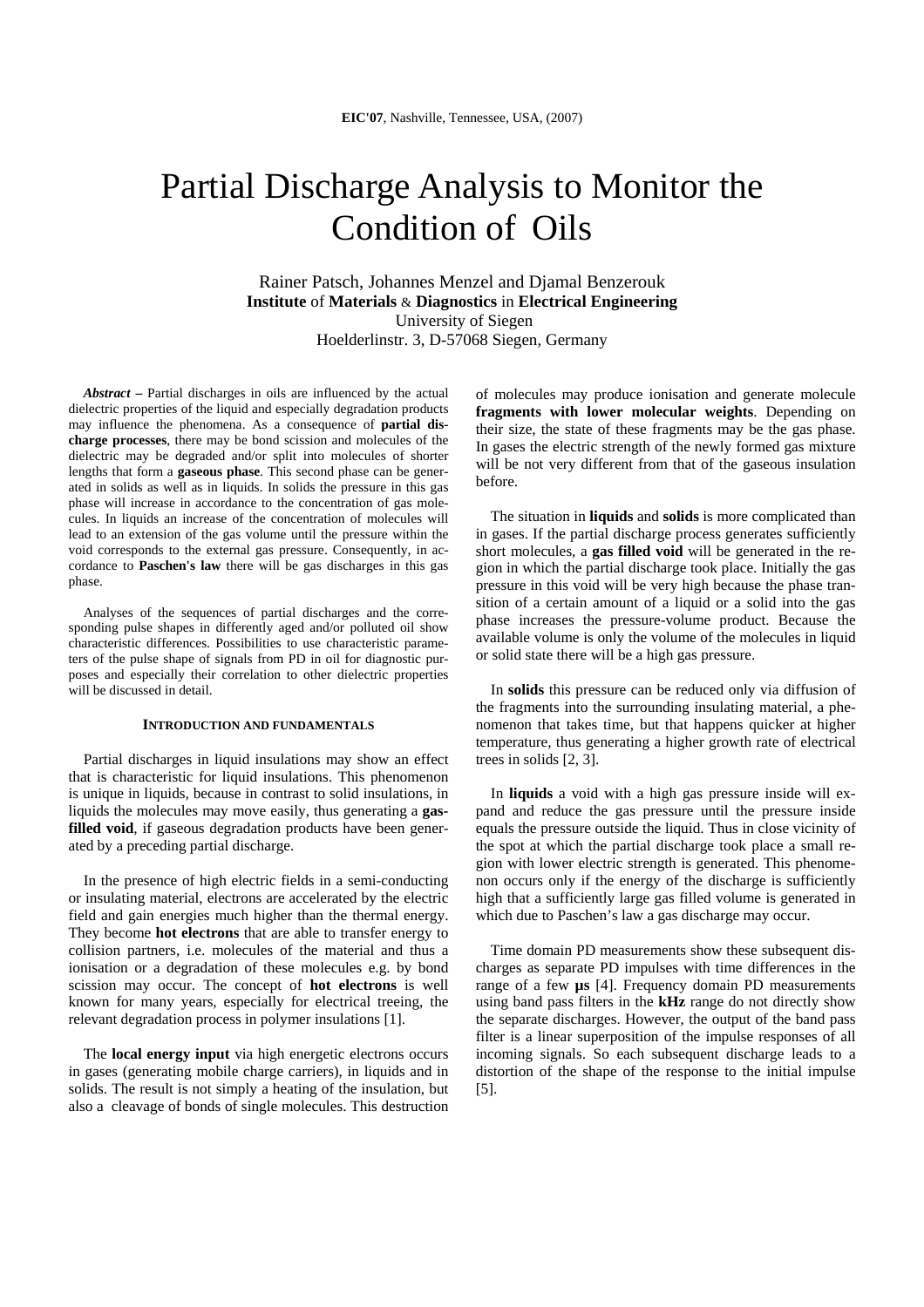# Partial Discharge Analysis to Monitor the Condition of Oils

Rainer Patsch, Johannes Menzel and Djamal Benzerouk
**Institute** of **Materials** & **Diagnostics** in **Electrical Engineering**
University of Siegen
Hoelderlinstr. 3, D-57068 Siegen, Germany

***Abstract*** **–** Partial discharges in oils are influenced by the actual dielectric properties of the liquid and especially degradation products may influence the phenomena. As a consequence of **partial discharge processes**, there may be bond scission and molecules of the dielectric may be degraded and/or split into molecules of shorter lengths that form a **gaseous phase**. This second phase can be generated in solids as well as in liquids. In solids the pressure in this gas phase will increase in accordance to the concentration of gas molecules. In liquids an increase of the concentration of molecules will lead to an extension of the gas volume until the pressure within the void corresponds to the external gas pressure. Consequently, in accordance to **Paschen's law** there will be gas discharges in this gas phase.

Analyses of the sequences of partial discharges and the corresponding pulse shapes in differently aged and/or polluted oil show characteristic differences. Possibilities to use characteristic parameters of the pulse shape of signals from PD in oil for diagnostic purposes and especially their correlation to other dielectric properties will be discussed in detail.

## INTRODUCTION AND FUNDAMENTALS

Partial discharges in liquid insulations may show an effect that is characteristic for liquid insulations. This phenomenon is unique in liquids, because in contrast to solid insulations, in liquids the molecules may move easily, thus generating a **gas-filled void**, if gaseous degradation products have been generated by a preceding partial discharge.

In the presence of high electric fields in a semi-conducting or insulating material, electrons are accelerated by the electric field and gain energies much higher than the thermal energy. They become **hot electrons** that are able to transfer energy to collision partners, i.e. molecules of the material and thus a ionisation or a degradation of these molecules e.g. by bond scission may occur. The concept of **hot electrons** is well known for many years, especially for electrical treeing, the relevant degradation process in polymer insulations [1].

The **local energy input** via high energetic electrons occurs in gases (generating mobile charge carriers), in liquids and in solids. The result is not simply a heating of the insulation, but also a cleavage of bonds of single molecules. This destruction of molecules may produce ionisation and generate molecule **fragments with lower molecular weights**. Depending on their size, the state of these fragments may be the gas phase. In gases the electric strength of the newly formed gas mixture will be not very different from that of the gaseous insulation before.

The situation in **liquids** and **solids** is more complicated than in gases. If the partial discharge process generates sufficiently short molecules, a **gas filled void** will be generated in the region in which the partial discharge took place. Initially the gas pressure in this void will be very high because the phase transition of a certain amount of a liquid or a solid into the gas phase increases the pressure-volume product. Because the available volume is only the volume of the molecules in liquid or solid state there will be a high gas pressure.

In **solids** this pressure can be reduced only via diffusion of the fragments into the surrounding insulating material, a phenomenon that takes time, but that happens quicker at higher temperature, thus generating a higher growth rate of electrical trees in solids [2, 3].

In **liquids** a void with a high gas pressure inside will expand and reduce the gas pressure until the pressure inside equals the pressure outside the liquid. Thus in close vicinity of the spot at which the partial discharge took place a small region with lower electric strength is generated. This phenomenon occurs only if the energy of the discharge is sufficiently high that a sufficiently large gas filled volume is generated in which due to Paschen's law a gas discharge may occur.

Time domain PD measurements show these subsequent discharges as separate PD impulses with time differences in the range of a few **µs** [4]. Frequency domain PD measurements using band pass filters in the **kHz** range do not directly show the separate discharges. However, the output of the band pass filter is a linear superposition of the impulse responses of all incoming signals. So each subsequent discharge leads to a distortion of the shape of the response to the initial impulse [5].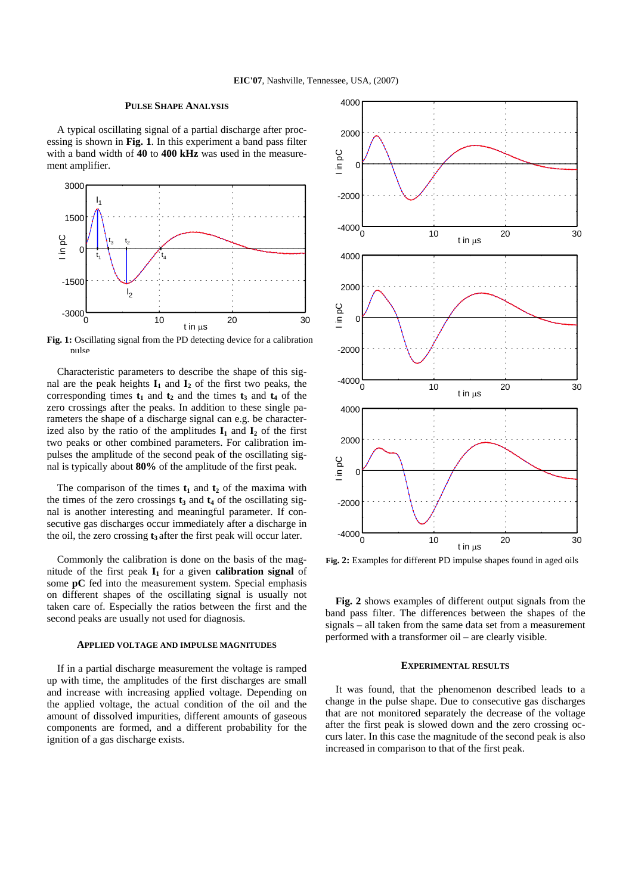### Pulse Shape Analysis

A typical oscillating signal of a partial discharge after processing is shown in **Fig. 1**. In this experiment a band pass filter with a band width of **40** to **400 kHz** was used in the measurement amplifier.

**Fig. 1:** Oscillating signal from the PD detecting device for a calibration pulse

Characteristic parameters to describe the shape of this signal are the peak heights $\mathbf{I_1}$ and $\mathbf{I_2}$ of the first two peaks, the corresponding times $\mathbf{t_1}$ and $\mathbf{t_2}$ and the times $\mathbf{t_3}$ and $\mathbf{t_4}$ of the zero crossings after the peaks. In addition to these single parameters the shape of a discharge signal can e.g. be characterized also by the ratio of the amplitudes $\mathbf{I_1}$ and $\mathbf{I_2}$ of the first two peaks or other combined parameters. For calibration impulses the amplitude of the second peak of the oscillating signal is typically about **80%** of the amplitude of the first peak.

The comparison of the times $\mathbf{t_1}$ and $\mathbf{t_2}$ of the maxima with the times of the zero crossings $\mathbf{t_3}$ and $\mathbf{t_4}$ of the oscillating signal is another interesting and meaningful parameter. If consecutive gas discharges occur immediately after a discharge in the oil, the zero crossing $\mathbf{t_3}$ after the first peak will occur later.

Commonly the calibration is done on the basis of the magnitude of the first peak $\mathbf{I_1}$ for a given **calibration signal** of some **pC** fed into the measurement system. Special emphasis on different shapes of the oscillating signal is usually not taken care of. Especially the ratios between the first and the second peaks are usually not used for diagnosis.

### Applied Voltage and Impulse Magnitudes

If in a partial discharge measurement the voltage is ramped up with time, the amplitudes of the first discharges are small and increase with increasing applied voltage. Depending on the applied voltage, the actual condition of the oil and the amount of dissolved impurities, different amounts of gaseous components are formed, and a different probability for the ignition of a gas discharge exists.

**Fig. 2:** Examples for different PD impulse shapes found in aged oils

**Fig. 2** shows examples of different output signals from the band pass filter. The differences between the shapes of the signals – all taken from the same data set from a measurement performed with a transformer oil – are clearly visible.

### Experimental Results

It was found, that the phenomenon described leads to a change in the pulse shape. Due to consecutive gas discharges that are not monitored separately the decrease of the voltage after the first peak is slowed down and the zero crossing occurs later. In this case the magnitude of the second peak is also increased in comparison to that of the first peak.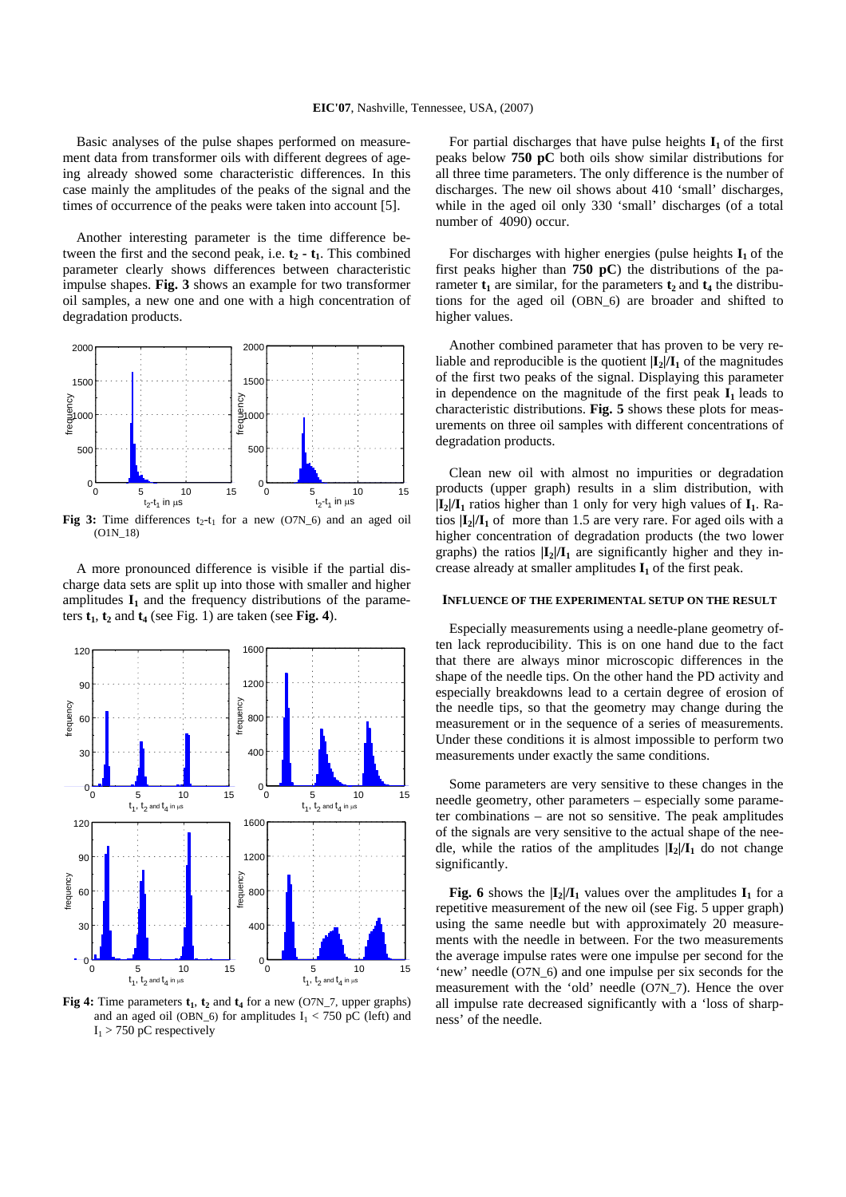Basic analyses of the pulse shapes performed on measurement data from transformer oils with different degrees of ageing already showed some characteristic differences. In this case mainly the amplitudes of the peaks of the signal and the times of occurrence of the peaks were taken into account [5].

Another interesting parameter is the time difference between the first and the second peak, i.e. $\mathbf{t_2 - t_1}$. This combined parameter clearly shows differences between characteristic impulse shapes. **Fig. 3** shows an example for two transformer oil samples, a new one and one with a high concentration of degradation products.

**Fig 3:** Time differences $t_2$-$t_1$ for a new (O7N_6) and an aged oil (O1N_18)

A more pronounced difference is visible if the partial discharge data sets are split up into those with smaller and higher amplitudes $\mathbf{I_1}$ and the frequency distributions of the parameters $\mathbf{t_1}$, $\mathbf{t_2}$ and $\mathbf{t_4}$ (see Fig. 1) are taken (see **Fig. 4**).

**Fig 4:** Time parameters $\mathbf{t_1}$, $\mathbf{t_2}$ and $\mathbf{t_4}$ for a new (O7N_7, upper graphs) and an aged oil (OBN_6) for amplitudes $I_1 < 750$ pC (left) and $I_1 > 750$ pC (right) respectively

For partial discharges that have pulse heights $\mathbf{I_1}$ of the first peaks below **750 pC** both oils show similar distributions for all three time parameters. The only difference is the number of discharges. The new oil shows about 410 'small' discharges, while in the aged oil only 330 'small' discharges (of a total number of 4090) occur.

For discharges with higher energies (pulse heights $\mathbf{I_1}$ of the first peaks higher than **750 pC**) the distributions of the parameter $\mathbf{t_1}$ are similar, for the parameters $\mathbf{t_2}$ and $\mathbf{t_4}$ the distributions for the aged oil (OBN_6) are broader and shifted to higher values.

Another combined parameter that has proven to be very reliable and reproducible is the quotient $|\mathbf{I_2}|/\mathbf{I_1}$ of the magnitudes of the first two peaks of the signal. Displaying this parameter in dependence on the magnitude of the first peak $\mathbf{I_1}$ leads to characteristic distributions. **Fig. 5** shows these plots for measurements on three oil samples with different concentrations of degradation products.

Clean new oil with almost no impurities or degradation products (upper graph) results in a slim distribution, with $|\mathbf{I_2}|/\mathbf{I_1}$ ratios higher than 1 only for very high values of $\mathbf{I_1}$. Ratios $|\mathbf{I_2}|/\mathbf{I_1}$ of more than 1.5 are very rare. For aged oils with a higher concentration of degradation products (the two lower graphs) the ratios $|\mathbf{I_2}|/\mathbf{I_1}$ are significantly higher and they increase already at smaller amplitudes $\mathbf{I_1}$ of the first peak.

## INFLUENCE OF THE EXPERIMENTAL SETUP ON THE RESULT

Especially measurements using a needle-plane geometry often lack reproducibility. This is on one hand due to the fact that there are always minor microscopic differences in the shape of the needle tips. On the other hand the PD activity and especially breakdowns lead to a certain degree of erosion of the needle tips, so that the geometry may change during the measurement or in the sequence of a series of measurements. Under these conditions it is almost impossible to perform two measurements under exactly the same conditions.

Some parameters are very sensitive to these changes in the needle geometry, other parameters – especially some parameter combinations – are not so sensitive. The peak amplitudes of the signals are very sensitive to the actual shape of the needle, while the ratios of the amplitudes $|\mathbf{I_2}|/\mathbf{I_1}$ do not change significantly.

**Fig. 6** shows the $|\mathbf{I_2}|/\mathbf{I_1}$ values over the amplitudes $\mathbf{I_1}$ for a repetitive measurement of the new oil (see Fig. 5 upper graph) using the same needle but with approximately 20 measurements with the needle in between. For the two measurements the average impulse rates were one impulse per second for the 'new' needle (O7N_6) and one impulse per six seconds for the measurement with the 'old' needle (O7N_7). Hence the over all impulse rate decreased significantly with a 'loss of sharpness' of the needle.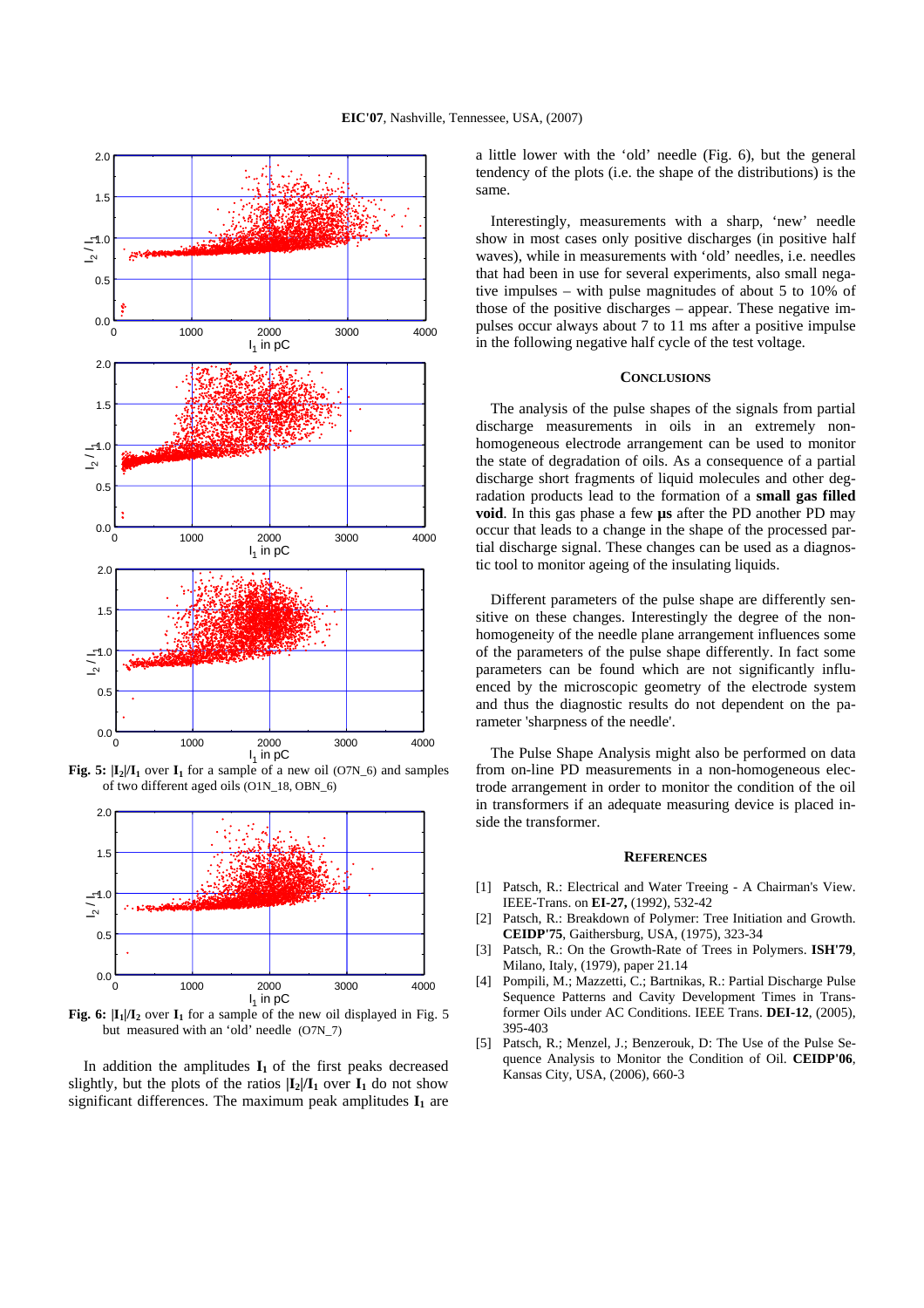2.0
1.5
$I_2 / I_1$ 1.0
0.5
0.0
0 1000 2000 3000 4000
$I_1$ in pC

2.0
1.5
$I_2 / I_1$ 1.0
0.5
0.0
0 1000 2000 3000 4000
$I_1$ in pC

2.0
1.5
$I_2 / I_1$ 1.0
0.5
0.0
0 1000 2000 3000 4000
$I_1$ in pC

**Fig. 5:** $|I_2|/I_1$ over $I_1$ for a sample of a new oil (O7N_6) and samples of two different aged oils (O1N_18, OBN_6)

2.0
1.5
$I_2 / I_1$ 1.0
0.5
0.0
0 1000 2000 3000 4000
$I_1$ in pC

**Fig. 6:** $|I_1|/I_2$ over $I_1$ for a sample of the new oil displayed in Fig. 5 but measured with an 'old' needle (O7N_7)

In addition the amplitudes $I_1$ of the first peaks decreased slightly, but the plots of the ratios $|I_2|/I_1$ over $I_1$ do not show significant differences. The maximum peak amplitudes $I_1$ are a little lower with the 'old' needle (Fig. 6), but the general tendency of the plots (i.e. the shape of the distributions) is the same.

Interestingly, measurements with a sharp, 'new' needle show in most cases only positive discharges (in positive half waves), while in measurements with 'old' needles, i.e. needles that had been in use for several experiments, also small negative impulses – with pulse magnitudes of about 5 to 10% of those of the positive discharges – appear. These negative impulses occur always about 7 to 11 ms after a positive impulse in the following negative half cycle of the test voltage.

## Conclusions

The analysis of the pulse shapes of the signals from partial discharge measurements in oils in an extremely non-homogeneous electrode arrangement can be used to monitor the state of degradation of oils. As a consequence of a partial discharge short fragments of liquid molecules and other degradation products lead to the formation of a **small gas filled void**. In this gas phase a few **µs** after the PD another PD may occur that leads to a change in the shape of the processed partial discharge signal. These changes can be used as a diagnostic tool to monitor ageing of the insulating liquids.

Different parameters of the pulse shape are differently sensitive on these changes. Interestingly the degree of the non-homogeneity of the needle plane arrangement influences some of the parameters of the pulse shape differently. In fact some parameters can be found which are not significantly influenced by the microscopic geometry of the electrode system and thus the diagnostic results do not dependent on the parameter 'sharpness of the needle'.

The Pulse Shape Analysis might also be performed on data from on-line PD measurements in a non-homogeneous electrode arrangement in order to monitor the condition of the oil in transformers if an adequate measuring device is placed inside the transformer.

## References

[1] Patsch, R.: Electrical and Water Treeing - A Chairman's View. IEEE-Trans. on **EI-27,** (1992), 532-42

[2] Patsch, R.: Breakdown of Polymer: Tree Initiation and Growth. **CEIDP'75**, Gaithersburg, USA, (1975), 323-34

[3] Patsch, R.: On the Growth-Rate of Trees in Polymers. **ISH'79**, Milano, Italy, (1979), paper 21.14

[4] Pompili, M.; Mazzetti, C.; Bartnikas, R.: Partial Discharge Pulse Sequence Patterns and Cavity Development Times in Transformer Oils under AC Conditions. IEEE Trans. **DEI-12**, (2005), 395-403

[5] Patsch, R.; Menzel, J.; Benzerouk, D: The Use of the Pulse Sequence Analysis to Monitor the Condition of Oil. **CEIDP'06**, Kansas City, USA, (2006), 660-3